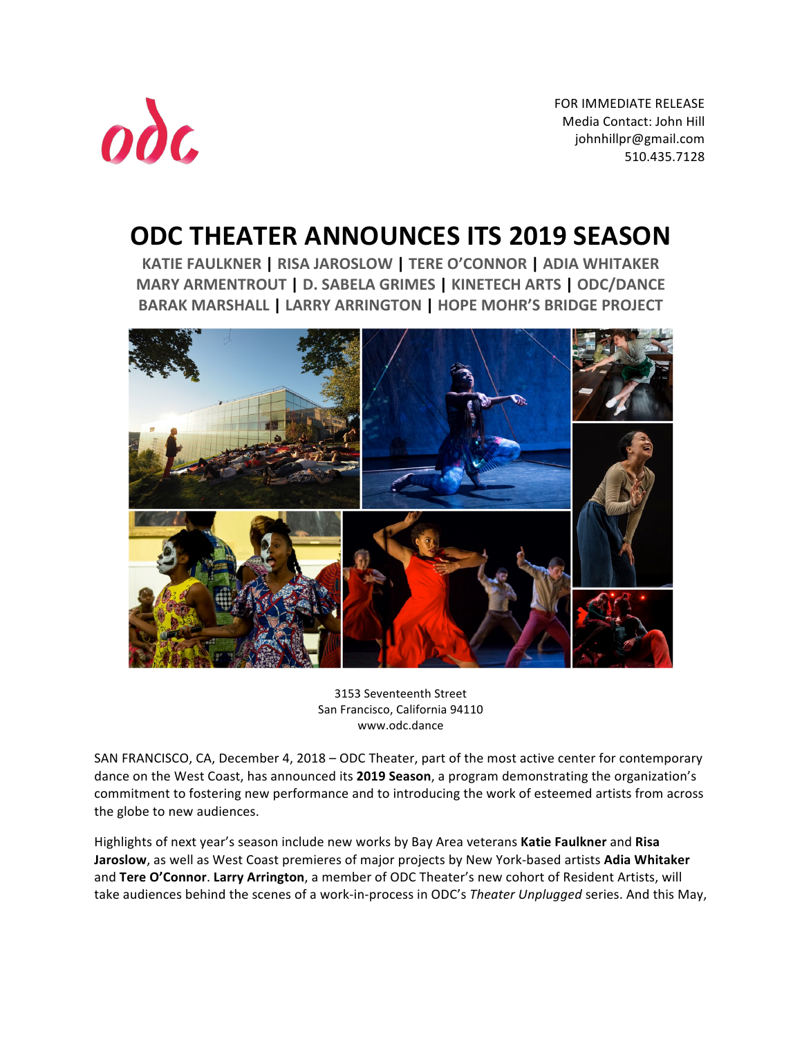odc

FOR IMMEDIATE RELEASE
Media Contact: John Hill
johnhillpr@gmail.com
510.435.7128

# ODC THEATER ANNOUNCES ITS 2019 SEASON

**KATIE FAULKNER | RISA JAROSLOW | TERE O'CONNOR | ADIA WHITAKER MARY ARMENTROUT | D. SABELA GRIMES | KINETECH ARTS | ODC/DANCE BARAK MARSHALL | LARRY ARRINGTON | HOPE MOHR'S BRIDGE PROJECT**

3153 Seventeenth Street
San Francisco, California 94110
www.odc.dance

SAN FRANCISCO, CA, December 4, 2018 – ODC Theater, part of the most active center for contemporary dance on the West Coast, has announced its **2019 Season**, a program demonstrating the organization's commitment to fostering new performance and to introducing the work of esteemed artists from across the globe to new audiences.

Highlights of next year's season include new works by Bay Area veterans **Katie Faulkner** and **Risa Jaroslow**, as well as West Coast premieres of major projects by New York-based artists **Adia Whitaker** and **Tere O'Connor**. **Larry Arrington**, a member of ODC Theater's new cohort of Resident Artists, will take audiences behind the scenes of a work-in-process in ODC's *Theater Unplugged* series. And this May,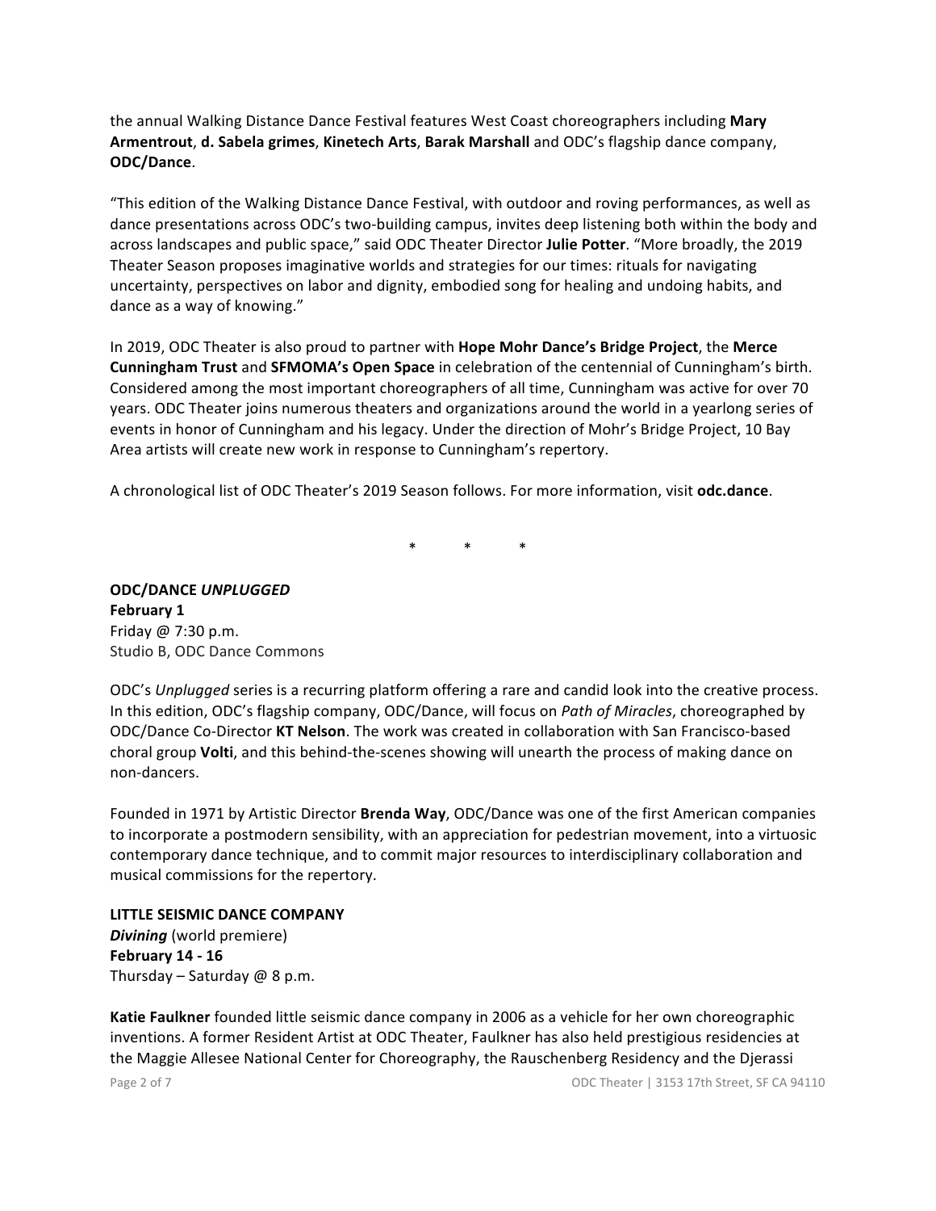the annual Walking Distance Dance Festival features West Coast choreographers including **Mary Armentrout**, **d. Sabela grimes**, **Kinetech Arts**, **Barak Marshall** and ODC's flagship dance company, **ODC/Dance**.

"This edition of the Walking Distance Dance Festival, with outdoor and roving performances, as well as dance presentations across ODC's two-building campus, invites deep listening both within the body and across landscapes and public space," said ODC Theater Director **Julie Potter**. "More broadly, the 2019 Theater Season proposes imaginative worlds and strategies for our times: rituals for navigating uncertainty, perspectives on labor and dignity, embodied song for healing and undoing habits, and dance as a way of knowing."

In 2019, ODC Theater is also proud to partner with **Hope Mohr Dance's Bridge Project**, the **Merce Cunningham Trust** and **SFMOMA's Open Space** in celebration of the centennial of Cunningham's birth. Considered among the most important choreographers of all time, Cunningham was active for over 70 years. ODC Theater joins numerous theaters and organizations around the world in a yearlong series of events in honor of Cunningham and his legacy. Under the direction of Mohr's Bridge Project, 10 Bay Area artists will create new work in response to Cunningham's repertory.

A chronological list of ODC Theater's 2019 Season follows. For more information, visit **odc.dance**.

\*           \*           \*

**ODC/DANCE *UNPLUGGED***
**February 1**
Friday @ 7:30 p.m.
Studio B, ODC Dance Commons

ODC's *Unplugged* series is a recurring platform offering a rare and candid look into the creative process. In this edition, ODC's flagship company, ODC/Dance, will focus on *Path of Miracles*, choreographed by ODC/Dance Co-Director **KT Nelson**. The work was created in collaboration with San Francisco-based choral group **Volti**, and this behind-the-scenes showing will unearth the process of making dance on non-dancers.

Founded in 1971 by Artistic Director **Brenda Way**, ODC/Dance was one of the first American companies to incorporate a postmodern sensibility, with an appreciation for pedestrian movement, into a virtuosic contemporary dance technique, and to commit major resources to interdisciplinary collaboration and musical commissions for the repertory.

**LITTLE SEISMIC DANCE COMPANY**
***Divining*** (world premiere)
**February 14 - 16**
Thursday – Saturday @ 8 p.m.

**Katie Faulkner** founded little seismic dance company in 2006 as a vehicle for her own choreographic inventions. A former Resident Artist at ODC Theater, Faulkner has also held prestigious residencies at the Maggie Allesee National Center for Choreography, the Rauschenberg Residency and the Djerassi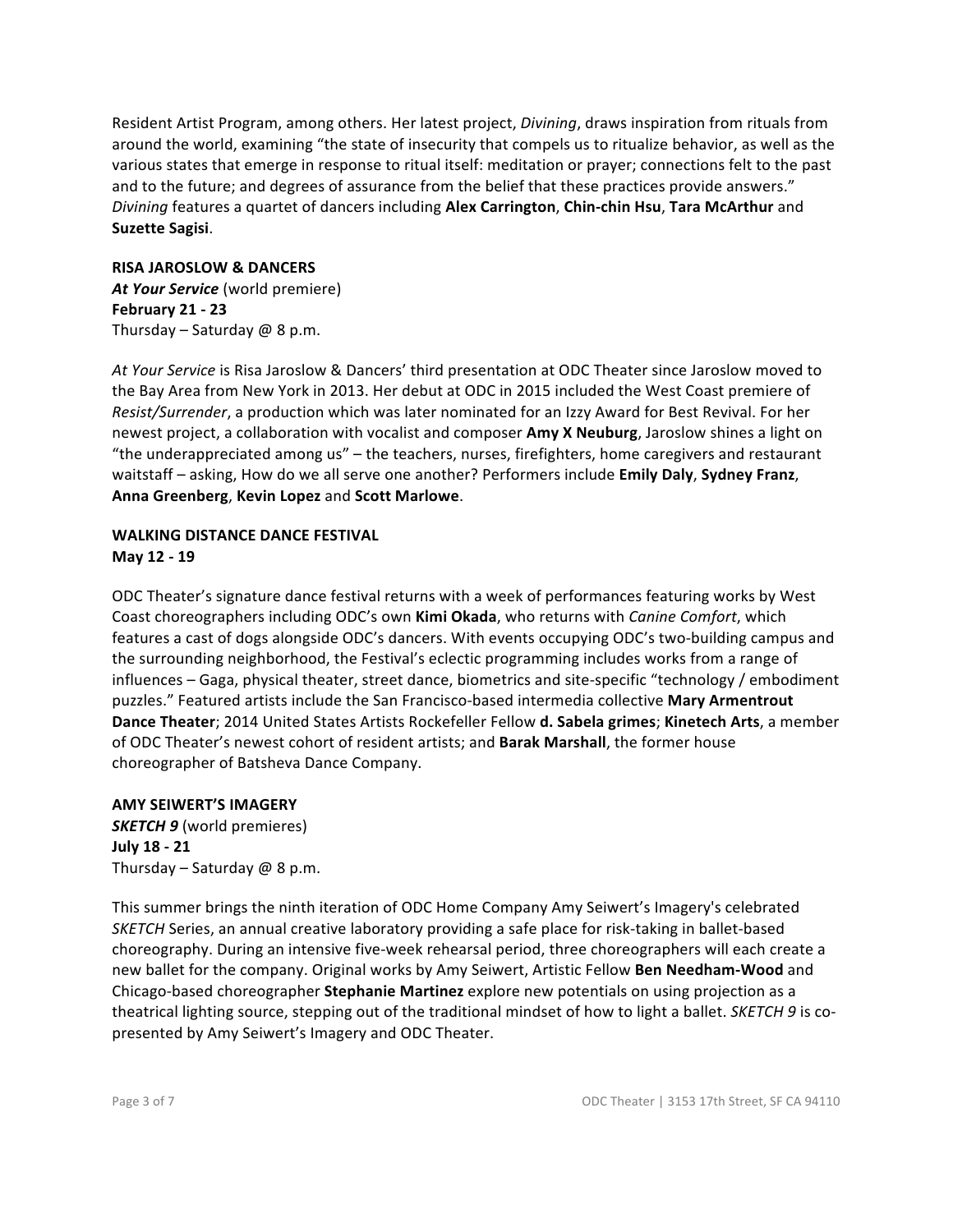Resident Artist Program, among others. Her latest project, *Divining*, draws inspiration from rituals from around the world, examining "the state of insecurity that compels us to ritualize behavior, as well as the various states that emerge in response to ritual itself: meditation or prayer; connections felt to the past and to the future; and degrees of assurance from the belief that these practices provide answers." *Divining* features a quartet of dancers including **Alex Carrington**, **Chin-chin Hsu**, **Tara McArthur** and **Suzette Sagisi**.

**RISA JAROSLOW & DANCERS**
***At Your Service*** (world premiere)
**February 21 - 23**
Thursday – Saturday @ 8 p.m.

*At Your Service* is Risa Jaroslow & Dancers' third presentation at ODC Theater since Jaroslow moved to the Bay Area from New York in 2013. Her debut at ODC in 2015 included the West Coast premiere of *Resist/Surrender*, a production which was later nominated for an Izzy Award for Best Revival. For her newest project, a collaboration with vocalist and composer **Amy X Neuburg**, Jaroslow shines a light on "the underappreciated among us" – the teachers, nurses, firefighters, home caregivers and restaurant waitstaff – asking, How do we all serve one another? Performers include **Emily Daly**, **Sydney Franz**, **Anna Greenberg**, **Kevin Lopez** and **Scott Marlowe**.

**WALKING DISTANCE DANCE FESTIVAL**
**May 12 - 19**

ODC Theater's signature dance festival returns with a week of performances featuring works by West Coast choreographers including ODC's own **Kimi Okada**, who returns with *Canine Comfort*, which features a cast of dogs alongside ODC's dancers. With events occupying ODC's two-building campus and the surrounding neighborhood, the Festival's eclectic programming includes works from a range of influences – Gaga, physical theater, street dance, biometrics and site-specific "technology / embodiment puzzles." Featured artists include the San Francisco-based intermedia collective **Mary Armentrout Dance Theater**; 2014 United States Artists Rockefeller Fellow **d. Sabela grimes**; **Kinetech Arts**, a member of ODC Theater's newest cohort of resident artists; and **Barak Marshall**, the former house choreographer of Batsheva Dance Company.

**AMY SEIWERT'S IMAGERY**
***SKETCH 9*** (world premieres)
**July 18 - 21**
Thursday – Saturday @ 8 p.m.

This summer brings the ninth iteration of ODC Home Company Amy Seiwert's Imagery's celebrated *SKETCH* Series, an annual creative laboratory providing a safe place for risk-taking in ballet-based choreography. During an intensive five-week rehearsal period, three choreographers will each create a new ballet for the company. Original works by Amy Seiwert, Artistic Fellow **Ben Needham-Wood** and Chicago-based choreographer **Stephanie Martinez** explore new potentials on using projection as a theatrical lighting source, stepping out of the traditional mindset of how to light a ballet. *SKETCH 9* is co-presented by Amy Seiwert's Imagery and ODC Theater.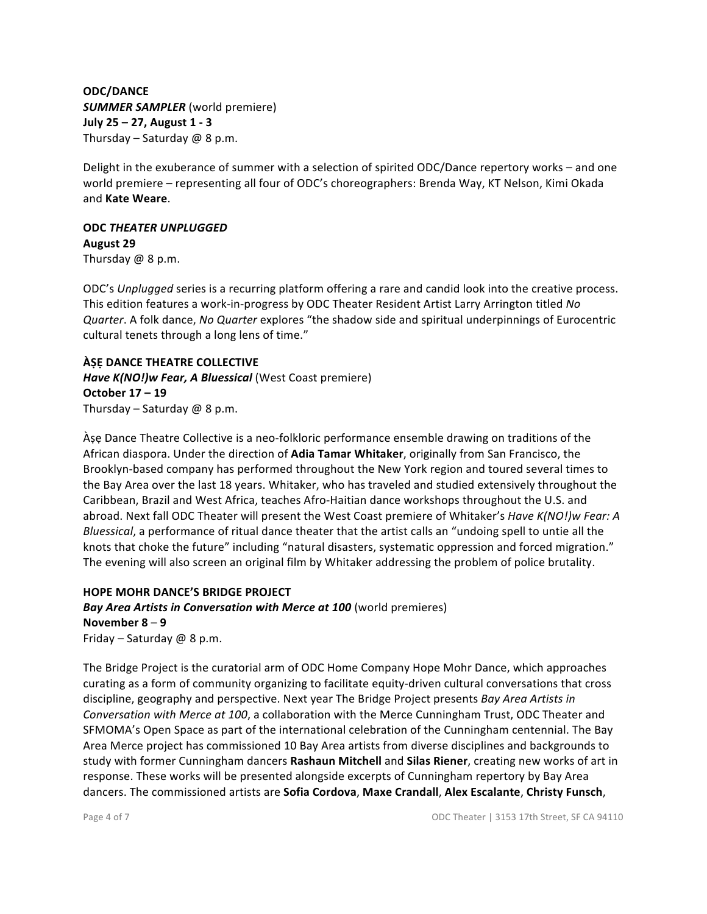**ODC/DANCE**
***SUMMER SAMPLER*** (world premiere)
**July 25 – 27, August 1 - 3**
Thursday – Saturday @ 8 p.m.

Delight in the exuberance of summer with a selection of spirited ODC/Dance repertory works – and one world premiere – representing all four of ODC's choreographers: Brenda Way, KT Nelson, Kimi Okada and **Kate Weare**.

**ODC *THEATER UNPLUGGED***
**August 29**
Thursday @ 8 p.m.

ODC's *Unplugged* series is a recurring platform offering a rare and candid look into the creative process. This edition features a work-in-progress by ODC Theater Resident Artist Larry Arrington titled *No Quarter*. A folk dance, *No Quarter* explores "the shadow side and spiritual underpinnings of Eurocentric cultural tenets through a long lens of time."

**ÀṢẸ DANCE THEATRE COLLECTIVE**
***Have K(NO!)w Fear, A Bluessical*** (West Coast premiere)
**October 17 – 19**
Thursday – Saturday @ 8 p.m.

Àṣẹ Dance Theatre Collective is a neo-folkloric performance ensemble drawing on traditions of the African diaspora. Under the direction of **Adia Tamar Whitaker**, originally from San Francisco, the Brooklyn-based company has performed throughout the New York region and toured several times to the Bay Area over the last 18 years. Whitaker, who has traveled and studied extensively throughout the Caribbean, Brazil and West Africa, teaches Afro-Haitian dance workshops throughout the U.S. and abroad. Next fall ODC Theater will present the West Coast premiere of Whitaker's *Have K(NO!)w Fear: A Bluessical*, a performance of ritual dance theater that the artist calls an "undoing spell to untie all the knots that choke the future" including "natural disasters, systematic oppression and forced migration." The evening will also screen an original film by Whitaker addressing the problem of police brutality.

**HOPE MOHR DANCE'S BRIDGE PROJECT**
***Bay Area Artists in Conversation with Merce at 100*** (world premieres)
**November 8 – 9**
Friday – Saturday @ 8 p.m.

The Bridge Project is the curatorial arm of ODC Home Company Hope Mohr Dance, which approaches curating as a form of community organizing to facilitate equity-driven cultural conversations that cross discipline, geography and perspective. Next year The Bridge Project presents *Bay Area Artists in Conversation with Merce at 100*, a collaboration with the Merce Cunningham Trust, ODC Theater and SFMOMA's Open Space as part of the international celebration of the Cunningham centennial. The Bay Area Merce project has commissioned 10 Bay Area artists from diverse disciplines and backgrounds to study with former Cunningham dancers **Rashaun Mitchell** and **Silas Riener**, creating new works of art in response. These works will be presented alongside excerpts of Cunningham repertory by Bay Area dancers. The commissioned artists are **Sofia Cordova**, **Maxe Crandall**, **Alex Escalante**, **Christy Funsch**,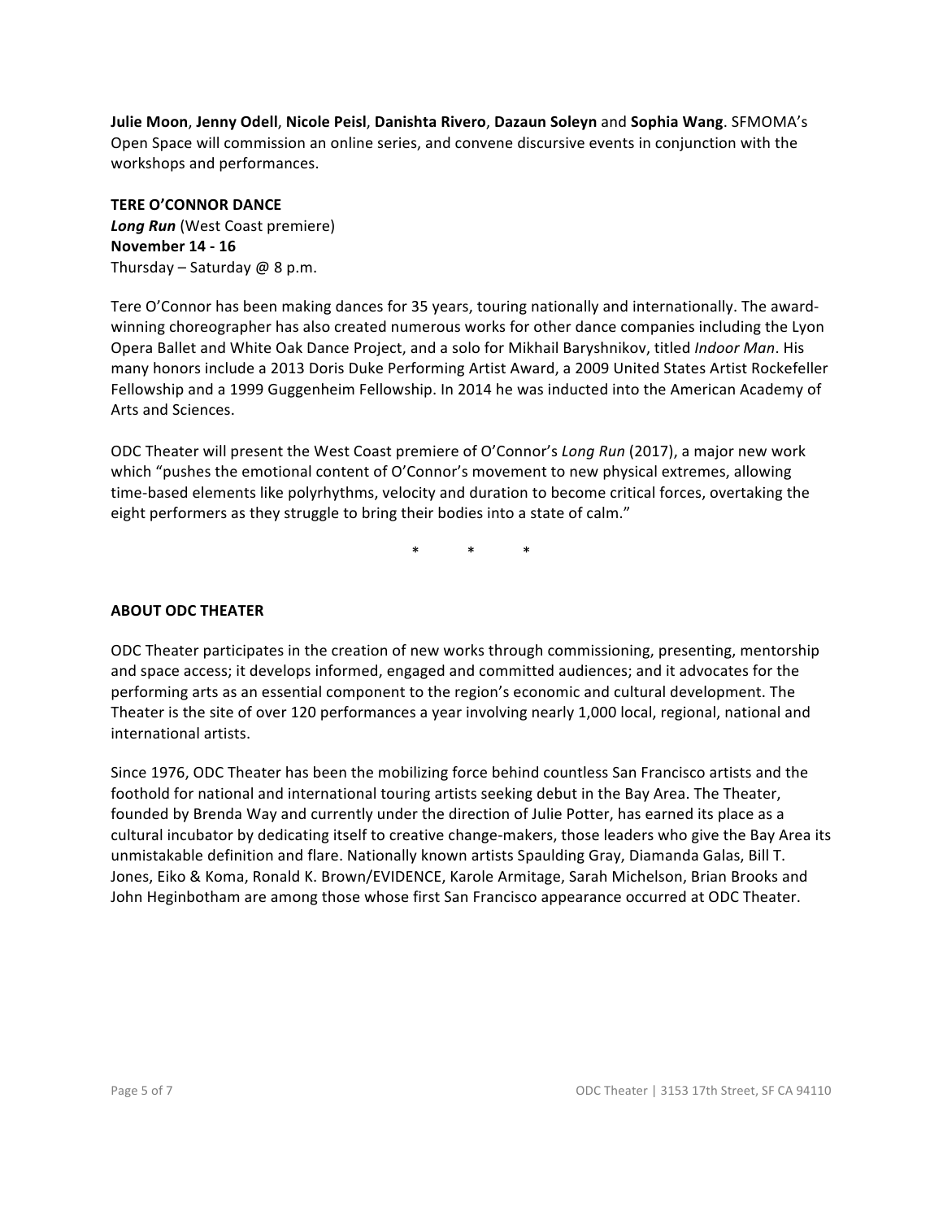**Julie Moon**, **Jenny Odell**, **Nicole Peisl**, **Danishta Rivero**, **Dazaun Soleyn** and **Sophia Wang**. SFMOMA's Open Space will commission an online series, and convene discursive events in conjunction with the workshops and performances.

**TERE O'CONNOR DANCE**
***Long Run*** (West Coast premiere)
**November 14 - 16**
Thursday – Saturday @ 8 p.m.

Tere O'Connor has been making dances for 35 years, touring nationally and internationally. The award-winning choreographer has also created numerous works for other dance companies including the Lyon Opera Ballet and White Oak Dance Project, and a solo for Mikhail Baryshnikov, titled *Indoor Man*. His many honors include a 2013 Doris Duke Performing Artist Award, a 2009 United States Artist Rockefeller Fellowship and a 1999 Guggenheim Fellowship. In 2014 he was inducted into the American Academy of Arts and Sciences.

ODC Theater will present the West Coast premiere of O'Connor's *Long Run* (2017), a major new work which "pushes the emotional content of O'Connor's movement to new physical extremes, allowing time-based elements like polyrhythms, velocity and duration to become critical forces, overtaking the eight performers as they struggle to bring their bodies into a state of calm."

\* \* \*

**ABOUT ODC THEATER**

ODC Theater participates in the creation of new works through commissioning, presenting, mentorship and space access; it develops informed, engaged and committed audiences; and it advocates for the performing arts as an essential component to the region's economic and cultural development. The Theater is the site of over 120 performances a year involving nearly 1,000 local, regional, national and international artists.

Since 1976, ODC Theater has been the mobilizing force behind countless San Francisco artists and the foothold for national and international touring artists seeking debut in the Bay Area. The Theater, founded by Brenda Way and currently under the direction of Julie Potter, has earned its place as a cultural incubator by dedicating itself to creative change-makers, those leaders who give the Bay Area its unmistakable definition and flare. Nationally known artists Spaulding Gray, Diamanda Galas, Bill T. Jones, Eiko & Koma, Ronald K. Brown/EVIDENCE, Karole Armitage, Sarah Michelson, Brian Brooks and John Heginbotham are among those whose first San Francisco appearance occurred at ODC Theater.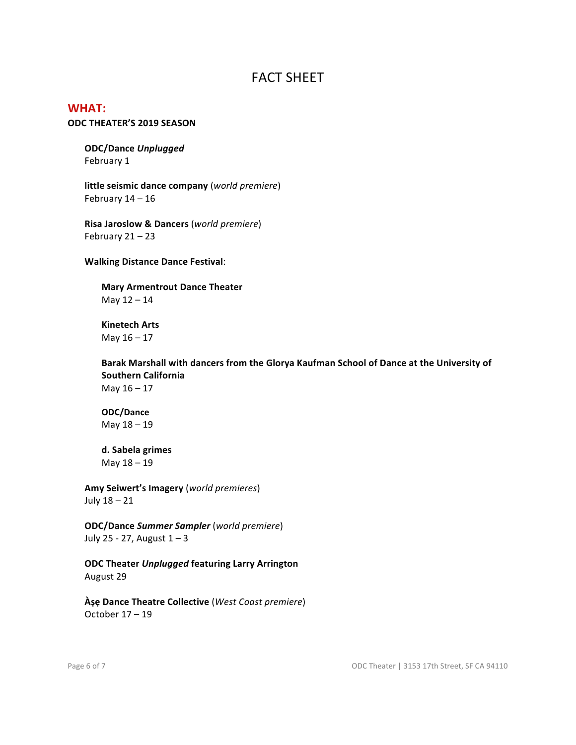# FACT SHEET

## WHAT:

**ODC THEATER'S 2019 SEASON**

**ODC/Dance *Unplugged***
February 1

**little seismic dance company** (*world premiere*)
February 14 – 16

**Risa Jaroslow & Dancers** (*world premiere*)
February 21 – 23

**Walking Distance Dance Festival**:

- **Mary Armentrout Dance Theater**
  May 12 – 14

- **Kinetech Arts**
  May 16 – 17

- **Barak Marshall with dancers from the Glorya Kaufman School of Dance at the University of Southern California**
  May 16 – 17

- **ODC/Dance**
  May 18 – 19

- **d. Sabela grimes**
  May 18 – 19

**Amy Seiwert's Imagery** (*world premieres*)
July 18 – 21

**ODC/Dance *Summer Sampler*** (*world premiere*)
July 25 - 27, August 1 – 3

**ODC Theater *Unplugged* featuring Larry Arrington**
August 29

**Àṣẹ Dance Theatre Collective** (*West Coast premiere*)
October 17 – 19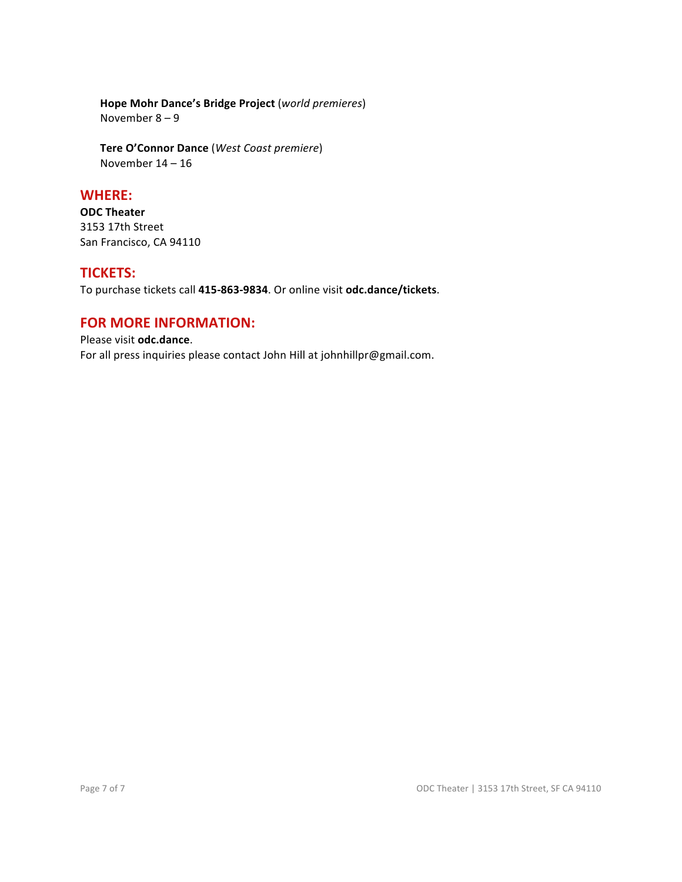**Hope Mohr Dance's Bridge Project** (*world premieres*)
November 8 – 9

**Tere O'Connor Dance** (*West Coast premiere*)
November 14 – 16

## WHERE:

**ODC Theater**
3153 17th Street
San Francisco, CA 94110

## TICKETS:

To purchase tickets call **415-863-9834**. Or online visit **odc.dance/tickets**.

## FOR MORE INFORMATION:

Please visit **odc.dance**.
For all press inquiries please contact John Hill at johnhillpr@gmail.com.